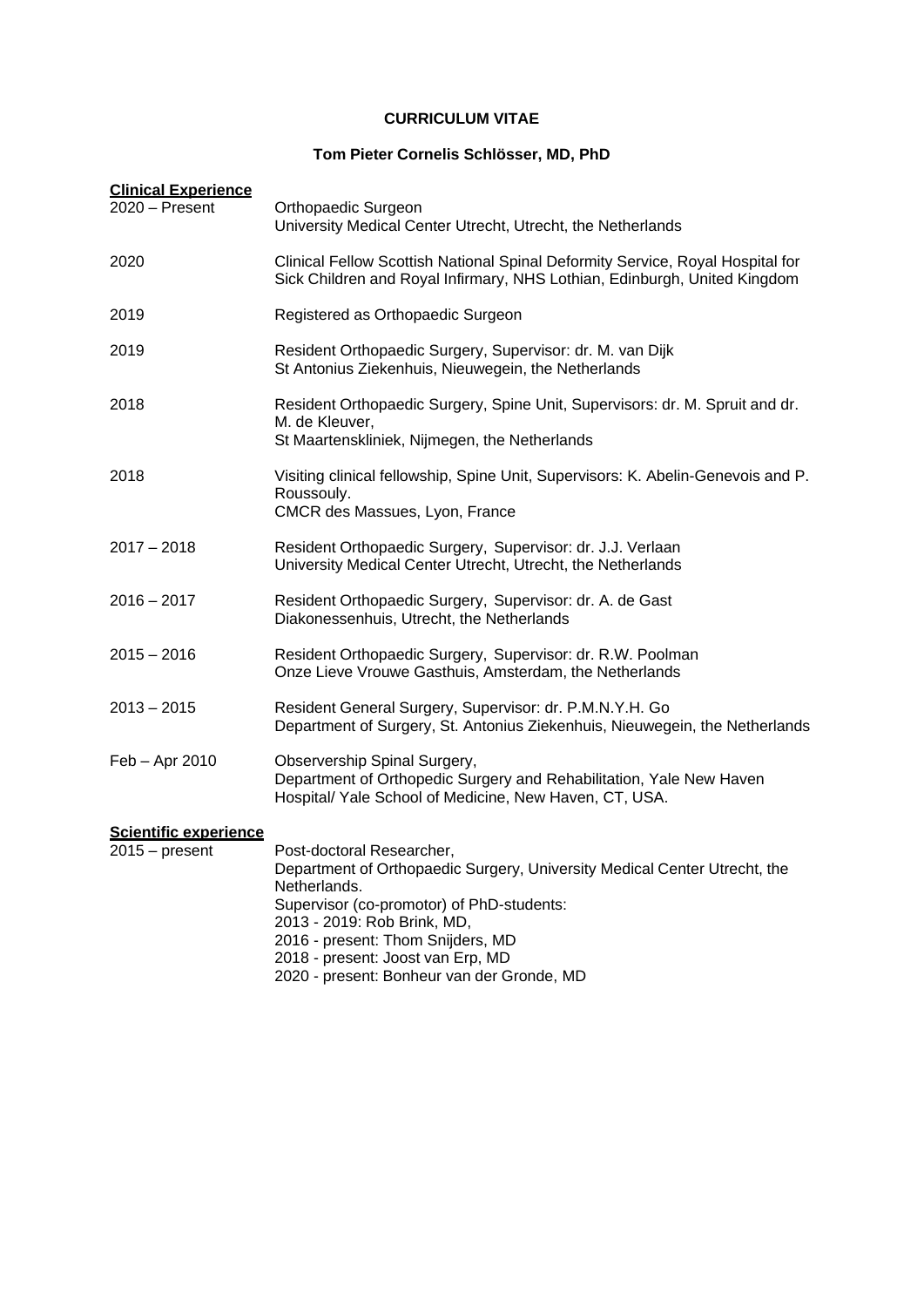**CURRICULUM VITAE**

**Tom Pieter Cornelis Schlösser, MD, PhD**

## Clinical Experience

| | |
|---|---|
| 2020 – Present | Orthopaedic Surgeon<br>University Medical Center Utrecht, Utrecht, the Netherlands |
| 2020 | Clinical Fellow Scottish National Spinal Deformity Service, Royal Hospital for Sick Children and Royal Infirmary, NHS Lothian, Edinburgh, United Kingdom |
| 2019 | Registered as Orthopaedic Surgeon |
| 2019 | Resident Orthopaedic Surgery, Supervisor: dr. M. van Dijk<br>St Antonius Ziekenhuis, Nieuwegein, the Netherlands |
| 2018 | Resident Orthopaedic Surgery, Spine Unit, Supervisors: dr. M. Spruit and dr. M. de Kleuver,<br>St Maartenskliniek, Nijmegen, the Netherlands |
| 2018 | Visiting clinical fellowship, Spine Unit, Supervisors: K. Abelin-Genevois and P. Roussouly.<br>CMCR des Massues, Lyon, France |
| 2017 – 2018 | Resident Orthopaedic Surgery, Supervisor: dr. J.J. Verlaan<br>University Medical Center Utrecht, Utrecht, the Netherlands |
| 2016 – 2017 | Resident Orthopaedic Surgery, Supervisor: dr. A. de Gast<br>Diakonessenhuis, Utrecht, the Netherlands |
| 2015 – 2016 | Resident Orthopaedic Surgery, Supervisor: dr. R.W. Poolman<br>Onze Lieve Vrouwe Gasthuis, Amsterdam, the Netherlands |
| 2013 – 2015 | Resident General Surgery, Supervisor: dr. P.M.N.Y.H. Go<br>Department of Surgery, St. Antonius Ziekenhuis, Nieuwegein, the Netherlands |
| Feb – Apr 2010 | Observership Spinal Surgery,<br>Department of Orthopedic Surgery and Rehabilitation, Yale New Haven Hospital/ Yale School of Medicine, New Haven, CT, USA. |

## Scientific experience

| | |
|---|---|
| 2015 – present | Post-doctoral Researcher,<br>Department of Orthopaedic Surgery, University Medical Center Utrecht, the Netherlands.<br>Supervisor (co-promotor) of PhD-students:<br>2013 - 2019: Rob Brink, MD,<br>2016 - present: Thom Snijders, MD<br>2018 - present: Joost van Erp, MD<br>2020 - present: Bonheur van der Gronde, MD |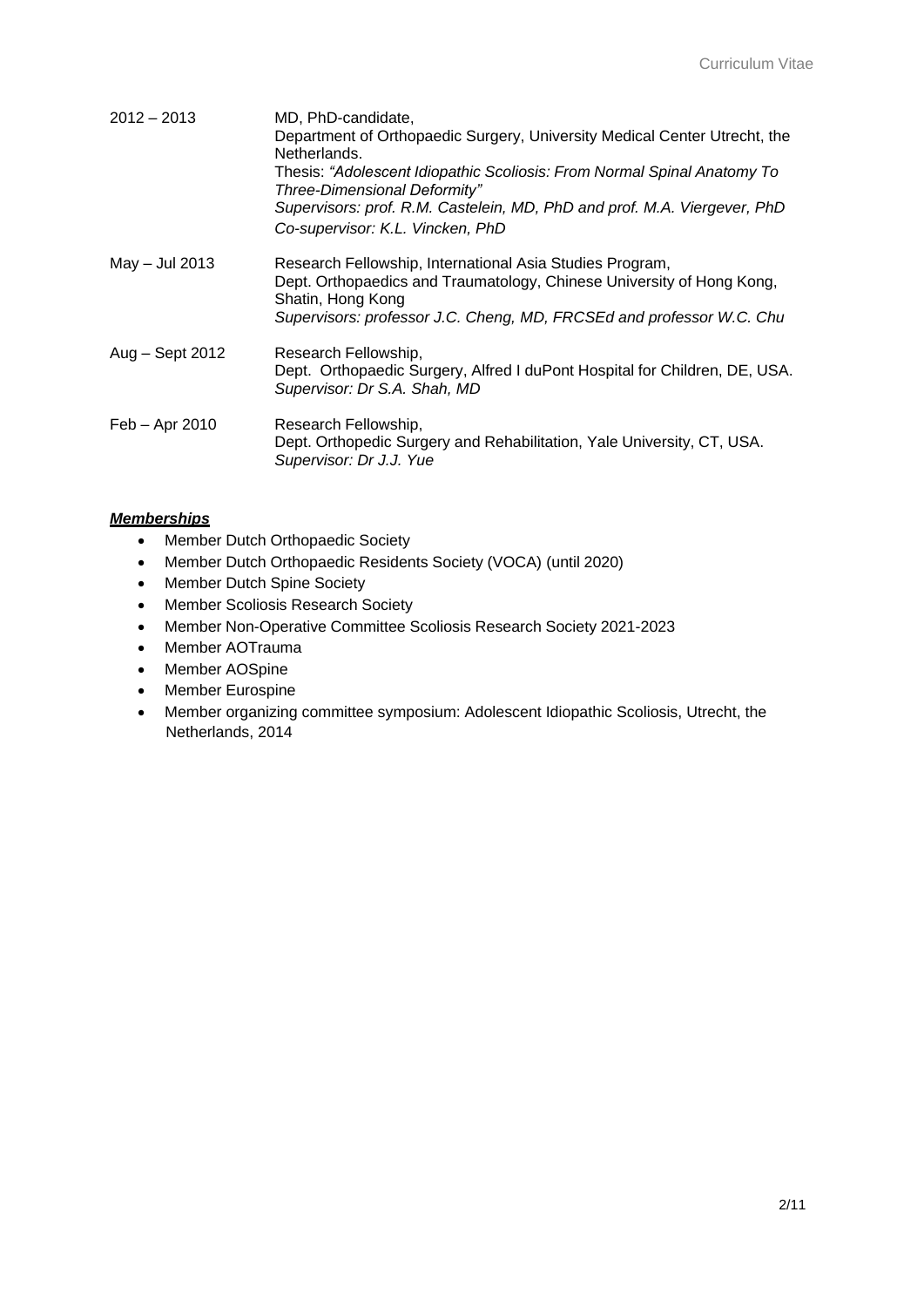| | |
|---|---|
| 2012 – 2013 | MD, PhD-candidate,<br>Department of Orthopaedic Surgery, University Medical Center Utrecht, the Netherlands.<br>Thesis: *"Adolescent Idiopathic Scoliosis: From Normal Spinal Anatomy To Three-Dimensional Deformity"*<br>*Supervisors: prof. R.M. Castelein, MD, PhD and prof. M.A. Viergever, PhD*<br>*Co-supervisor: K.L. Vincken, PhD* |
| May – Jul 2013 | Research Fellowship, International Asia Studies Program,<br>Dept. Orthopaedics and Traumatology, Chinese University of Hong Kong, Shatin, Hong Kong<br>*Supervisors: professor J.C. Cheng, MD, FRCSEd and professor W.C. Chu* |
| Aug – Sept 2012 | Research Fellowship,<br>Dept. Orthopaedic Surgery, Alfred I duPont Hospital for Children, DE, USA.<br>*Supervisor: Dr S.A. Shah, MD* |
| Feb – Apr 2010 | Research Fellowship,<br>Dept. Orthopedic Surgery and Rehabilitation, Yale University, CT, USA.<br>*Supervisor: Dr J.J. Yue* |

***Memberships***

- Member Dutch Orthopaedic Society
- Member Dutch Orthopaedic Residents Society (VOCA) (until 2020)
- Member Dutch Spine Society
- Member Scoliosis Research Society
- Member Non-Operative Committee Scoliosis Research Society 2021-2023
- Member AOTrauma
- Member AOSpine
- Member Eurospine
- Member organizing committee symposium: Adolescent Idiopathic Scoliosis, Utrecht, the Netherlands, 2014